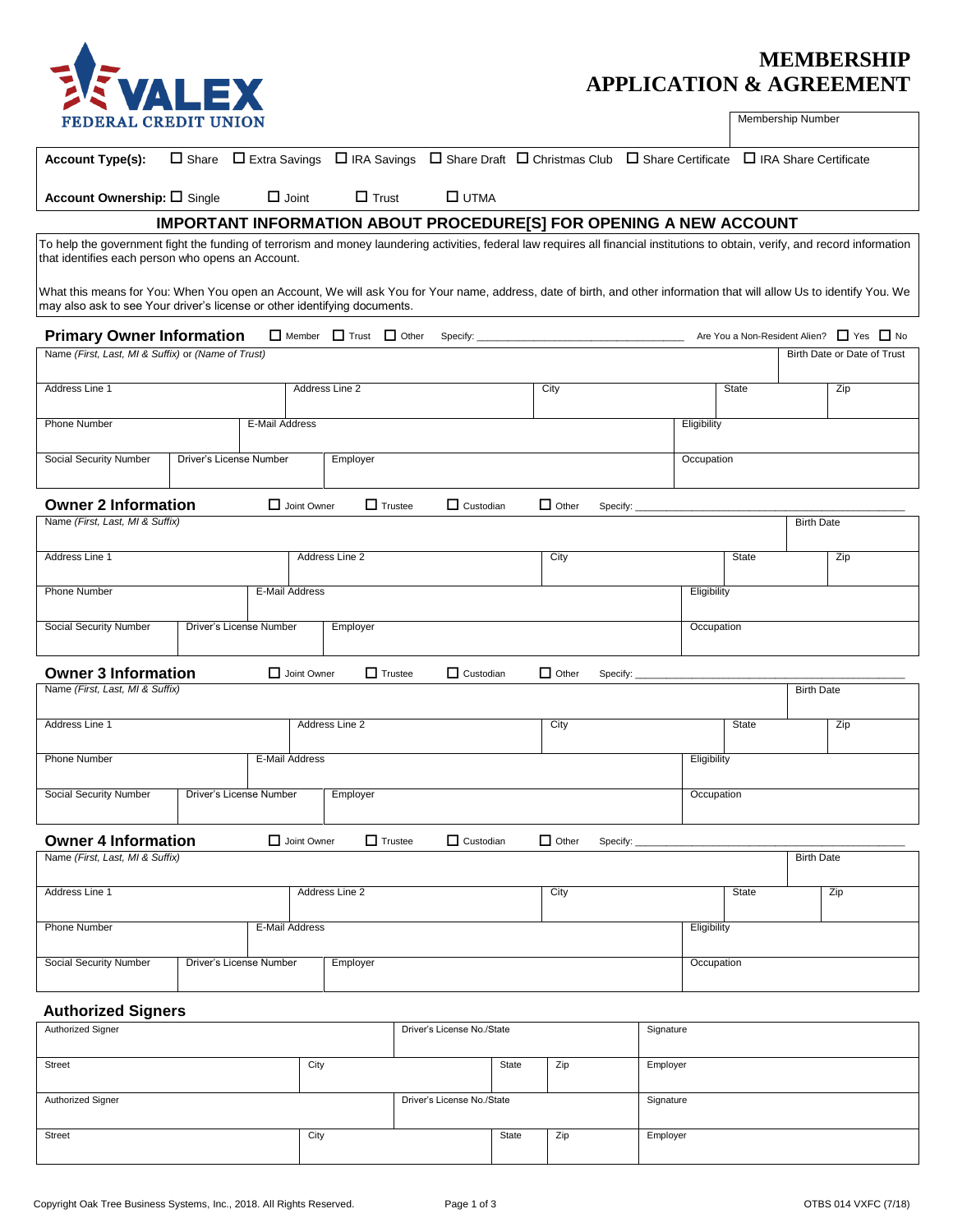VALEX FEDERAL CREDIT UNION

# MEMBERSHIP APPLICATION & AGREEMENT

| Membership Number |
|---|
| |

**Account Type(s):** ☐ Share ☐ Extra Savings ☐ IRA Savings ☐ Share Draft ☐ Christmas Club ☐ Share Certificate ☐ IRA Share Certificate

**Account Ownership:** ☐ Single ☐ Joint ☐ Trust ☐ UTMA

## IMPORTANT INFORMATION ABOUT PROCEDURE[S] FOR OPENING A NEW ACCOUNT

To help the government fight the funding of terrorism and money laundering activities, federal law requires all financial institutions to obtain, verify, and record information that identifies each person who opens an Account.

What this means for You: When You open an Account, We will ask You for Your name, address, date of birth, and other information that will allow Us to identify You. We may also ask to see Your driver's license or other identifying documents.

### Primary Owner Information

☐ Member ☐ Trust ☐ Other Specify: ____________________ Are You a Non-Resident Alien? ☐ Yes ☐ No

| Name *(First, Last, MI & Suffix)* or *(Name of Trust)* | | | | Birth Date or Date of Trust |
|---|---|---|---|---|
| **Address Line 1** | **Address Line 2** | **City** | **State** | **Zip** |
| **Phone Number** | **E-Mail Address** | | **Eligibility** | |
| **Social Security Number** | **Driver's License Number** | **Employer** | **Occupation** | |

### Owner 2 Information

☐ Joint Owner ☐ Trustee ☐ Custodian ☐ Other Specify: ____________________

| Name *(First, Last, MI & Suffix)* | | | | Birth Date |
|---|---|---|---|---|
| **Address Line 1** | **Address Line 2** | **City** | **State** | **Zip** |
| **Phone Number** | **E-Mail Address** | | **Eligibility** | |
| **Social Security Number** | **Driver's License Number** | **Employer** | **Occupation** | |

### Owner 3 Information

☐ Joint Owner ☐ Trustee ☐ Custodian ☐ Other Specify: ____________________

| Name *(First, Last, MI & Suffix)* | | | | Birth Date |
|---|---|---|---|---|
| **Address Line 1** | **Address Line 2** | **City** | **State** | **Zip** |
| **Phone Number** | **E-Mail Address** | | **Eligibility** | |
| **Social Security Number** | **Driver's License Number** | **Employer** | **Occupation** | |

### Owner 4 Information

☐ Joint Owner ☐ Trustee ☐ Custodian ☐ Other Specify: ____________________

| Name *(First, Last, MI & Suffix)* | | | | Birth Date |
|---|---|---|---|---|
| **Address Line 1** | **Address Line 2** | **City** | **State** | **Zip** |
| **Phone Number** | **E-Mail Address** | | **Eligibility** | |
| **Social Security Number** | **Driver's License Number** | **Employer** | **Occupation** | |

### Authorized Signers

| Authorized Signer | | Driver's License No./State | | Signature |
|---|---|---|---|---|
| **Street** | **City** | **State** | **Zip** | **Employer** |
| **Authorized Signer** | | **Driver's License No./State** | | **Signature** |
| **Street** | **City** | **State** | **Zip** | **Employer** |

Copyright Oak Tree Business Systems, Inc., 2018. All Rights Reserved.

OTBS 014 VXFC (7/18)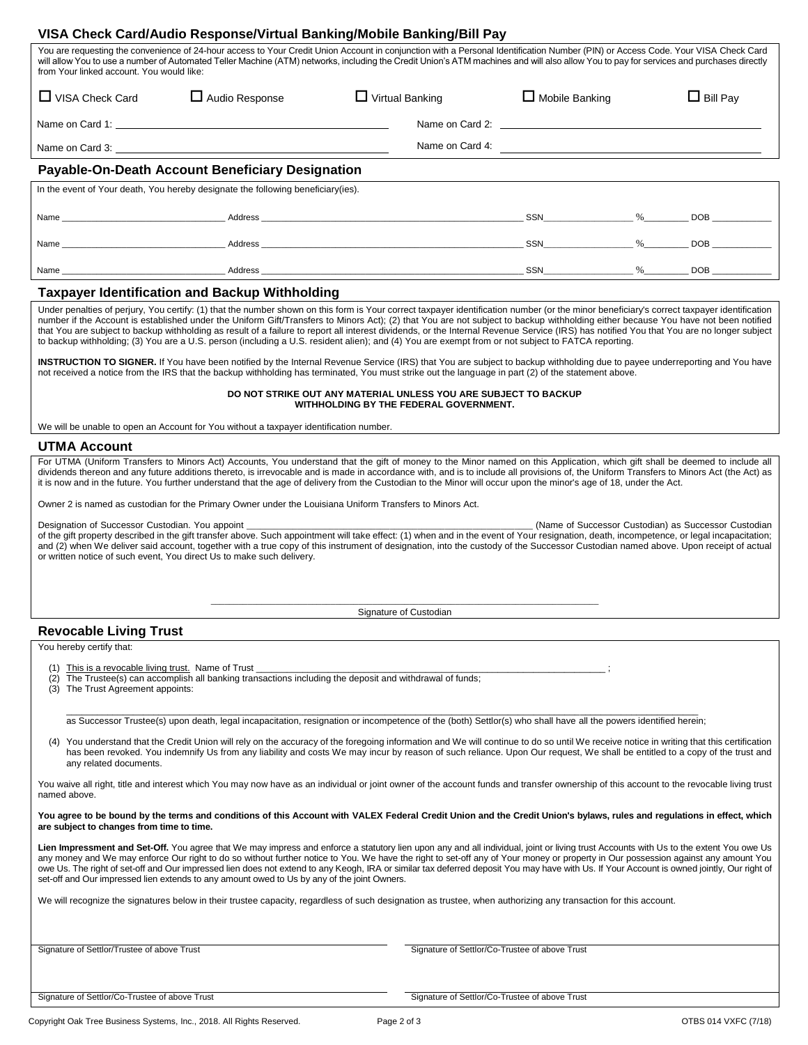## VISA Check Card/Audio Response/Virtual Banking/Mobile Banking/Bill Pay

You are requesting the convenience of 24-hour access to Your Credit Union Account in conjunction with a Personal Identification Number (PIN) or Access Code. Your VISA Check Card will allow You to use a number of Automated Teller Machine (ATM) networks, including the Credit Union's ATM machines and will also allow You to pay for services and purchases directly from Your linked account. You would like:

☐ VISA Check Card ☐ Audio Response ☐ Virtual Banking ☐ Mobile Banking ☐ Bill Pay

Name on Card 1: ______________________ Name on Card 2: ______________________

Name on Card 3: ______________________ Name on Card 4: ______________________

## Payable-On-Death Account Beneficiary Designation

In the event of Your death, You hereby designate the following beneficiary(ies).

Name ______________ Address ______________________ SSN__________ %______ DOB ________

Name ______________ Address ______________________ SSN__________ %______ DOB ________

Name ______________ Address ______________________ SSN__________ %______ DOB ________

## Taxpayer Identification and Backup Withholding

Under penalties of perjury, You certify: (1) that the number shown on this form is Your correct taxpayer identification number (or the minor beneficiary's correct taxpayer identification number if the Account is established under the Uniform Gift/Transfers to Minors Act); (2) that You are not subject to backup withholding either because You have not been notified that You are subject to backup withholding as result of a failure to report all interest dividends, or the Internal Revenue Service (IRS) has notified You that You are no longer subject to backup withholding; (3) You are a U.S. person (including a U.S. resident alien); and (4) You are exempt from or not subject to FATCA reporting.

**INSTRUCTION TO SIGNER.** If You have been notified by the Internal Revenue Service (IRS) that You are subject to backup withholding due to payee underreporting and You have not received a notice from the IRS that the backup withholding has terminated, You must strike out the language in part (2) of the statement above.

**DO NOT STRIKE OUT ANY MATERIAL UNLESS YOU ARE SUBJECT TO BACKUP WITHHOLDING BY THE FEDERAL GOVERNMENT.**

We will be unable to open an Account for You without a taxpayer identification number.

## UTMA Account

For UTMA (Uniform Transfers to Minors Act) Accounts, You understand that the gift of money to the Minor named on this Application, which gift shall be deemed to include all dividends thereon and any future additions thereto, is irrevocable and is made in accordance with, and is to include all provisions of, the Uniform Transfers to Minors Act (the Act) as it is now and in the future. You further understand that the age of delivery from the Custodian to the Minor will occur upon the minor's age of 18, under the Act.

Owner 2 is named as custodian for the Primary Owner under the Louisiana Uniform Transfers to Minors Act.

Designation of Successor Custodian. You appoint ______________________ (Name of Successor Custodian) as Successor Custodian of the gift property described in the gift transfer above. Such appointment will take effect: (1) when and in the event of Your resignation, death, incompetence, or legal incapacitation; and (2) when We deliver said account, together with a true copy of this instrument of designation, into the custody of the Successor Custodian named above. Upon receipt of actual or written notice of such event, You direct Us to make such delivery.

______________________________
Signature of Custodian

## Revocable Living Trust

You hereby certify that:

(1) This is a revocable living trust. Name of Trust ______________________ ;
(2) The Trustee(s) can accomplish all banking transactions including the deposit and withdrawal of funds;
(3) The Trust Agreement appoints:

______________________________________________
as Successor Trustee(s) upon death, legal incapacitation, resignation or incompetence of the (both) Settlor(s) who shall have all the powers identified herein;

(4) You understand that the Credit Union will rely on the accuracy of the foregoing information and We will continue to do so until We receive notice in writing that this certification has been revoked. You indemnify Us from any liability and costs We may incur by reason of such reliance. Upon Our request, We shall be entitled to a copy of the trust and any related documents.

You waive all right, title and interest which You may now have as an individual or joint owner of the account funds and transfer ownership of this account to the revocable living trust named above.

**You agree to be bound by the terms and conditions of this Account with VALEX Federal Credit Union and the Credit Union's bylaws, rules and regulations in effect, which are subject to changes from time to time.**

**Lien Impressment and Set-Off.** You agree that We may impress and enforce a statutory lien upon any and all individual, joint or living trust Accounts with Us to the extent You owe Us any money and We may enforce Our right to do so without further notice to You. We have the right to set-off any of Your money or property in Our possession against any amount You owe Us. The right of set-off and Our impressed lien does not extend to any Keogh, IRA or similar tax deferred deposit You may have with Us. If Your Account is owned jointly, Our right of set-off and Our impressed lien extends to any amount owed to Us by any of the joint Owners.

We will recognize the signatures below in their trustee capacity, regardless of such designation as trustee, when authorizing any transaction for this account.

______________________________ ______________________________
Signature of Settlor/Trustee of above Trust Signature of Settlor/Co-Trustee of above Trust

______________________________ ______________________________
Signature of Settlor/Co-Trustee of above Trust Signature of Settlor/Co-Trustee of above Trust

Copyright Oak Tree Business Systems, Inc., 2018. All Rights Reserved. OTBS 014 VXFC (7/18)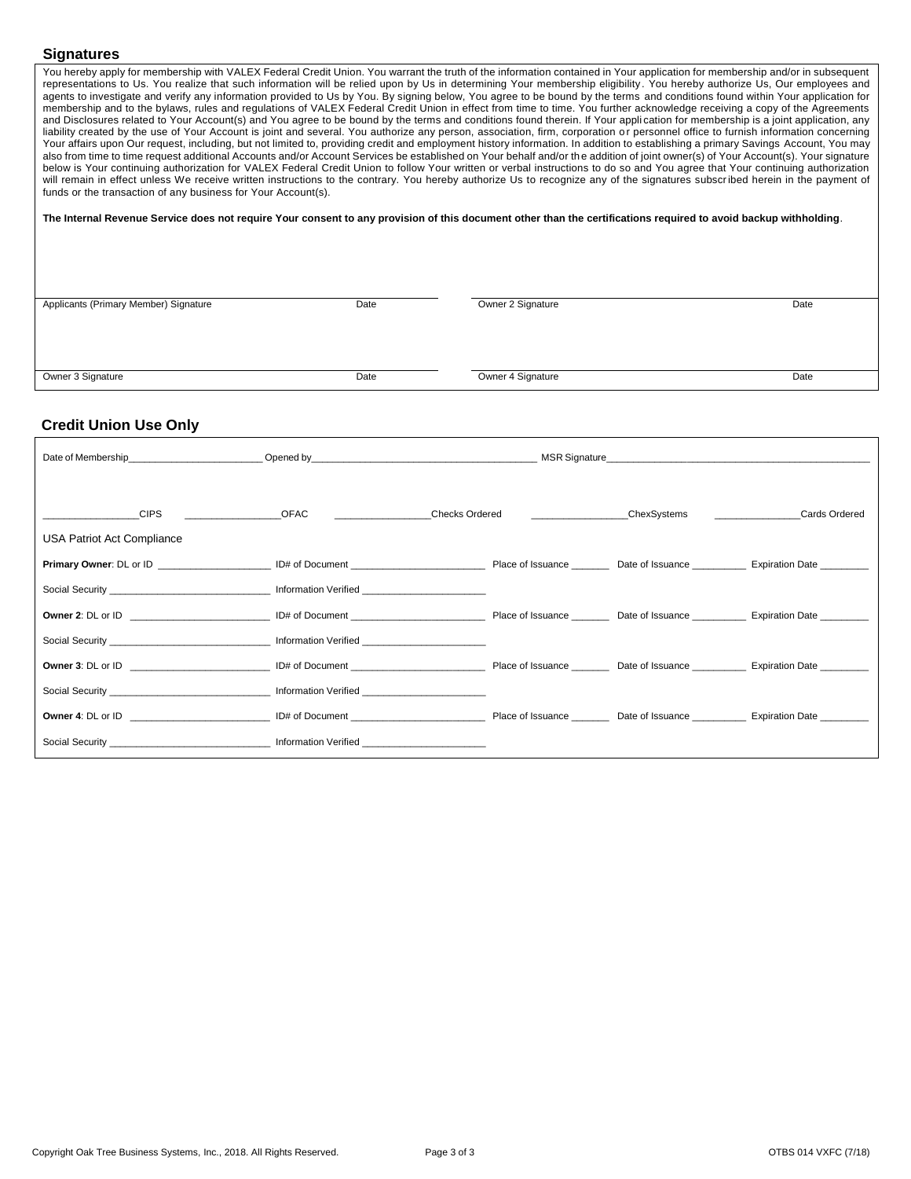## Signatures

You hereby apply for membership with VALEX Federal Credit Union. You warrant the truth of the information contained in Your application for membership and/or in subsequent representations to Us. You realize that such information will be relied upon by Us in determining Your membership eligibility. You hereby authorize Us, Our employees and agents to investigate and verify any information provided to Us by You. By signing below, You agree to be bound by the terms and conditions found within Your application for membership and to the bylaws, rules and regulations of VALEX Federal Credit Union in effect from time to time. You further acknowledge receiving a copy of the Agreements and Disclosures related to Your Account(s) and You agree to be bound by the terms and conditions found therein. If Your application for membership is a joint application, any liability created by the use of Your Account is joint and several. You authorize any person, association, firm, corporation or personnel office to furnish information concerning Your affairs upon Our request, including, but not limited to, providing credit and employment history information. In addition to establishing a primary Savings Account, You may also from time to time request additional Accounts and/or Account Services be established on Your behalf and/or the addition of joint owner(s) of Your Account(s). Your signature below is Your continuing authorization for VALEX Federal Credit Union to follow Your written or verbal instructions to do so and You agree that Your continuing authorization will remain in effect unless We receive written instructions to the contrary. You hereby authorize Us to recognize any of the signatures subscribed herein in the payment of funds or the transaction of any business for Your Account(s).

**The Internal Revenue Service does not require Your consent to any provision of this document other than the certifications required to avoid backup withholding**.

| | | | |
|---|---|---|---|
| Applicants (Primary Member) Signature | Date | Owner 2 Signature | Date |
| Owner 3 Signature | Date | Owner 4 Signature | Date |

## Credit Union Use Only

Date of Membership________________________ Opened by________________________________________ MSR Signature_______________________________________________

_________________CIPS _________________OFAC _________________Checks Ordered _________________ChexSystems _______________Cards Ordered

USA Patriot Act Compliance

**Primary Owner**: DL or ID ____________________ ID# of Document ________________________ Place of Issuance _______ Date of Issuance __________ Expiration Date _________

Social Security ____________________________ Information Verified ______________________

**Owner 2**: DL or ID ________________________ ID# of Document ________________________ Place of Issuance _______ Date of Issuance __________ Expiration Date _________

Social Security ____________________________ Information Verified ______________________

**Owner 3**: DL or ID ________________________ ID# of Document ________________________ Place of Issuance _______ Date of Issuance __________ Expiration Date _________

Social Security ____________________________ Information Verified ______________________

**Owner 4**: DL or ID ________________________ ID# of Document ________________________ Place of Issuance _______ Date of Issuance __________ Expiration Date _________

Social Security ____________________________ Information Verified ______________________

Copyright Oak Tree Business Systems, Inc., 2018. All Rights Reserved. OTBS 014 VXFC (7/18)